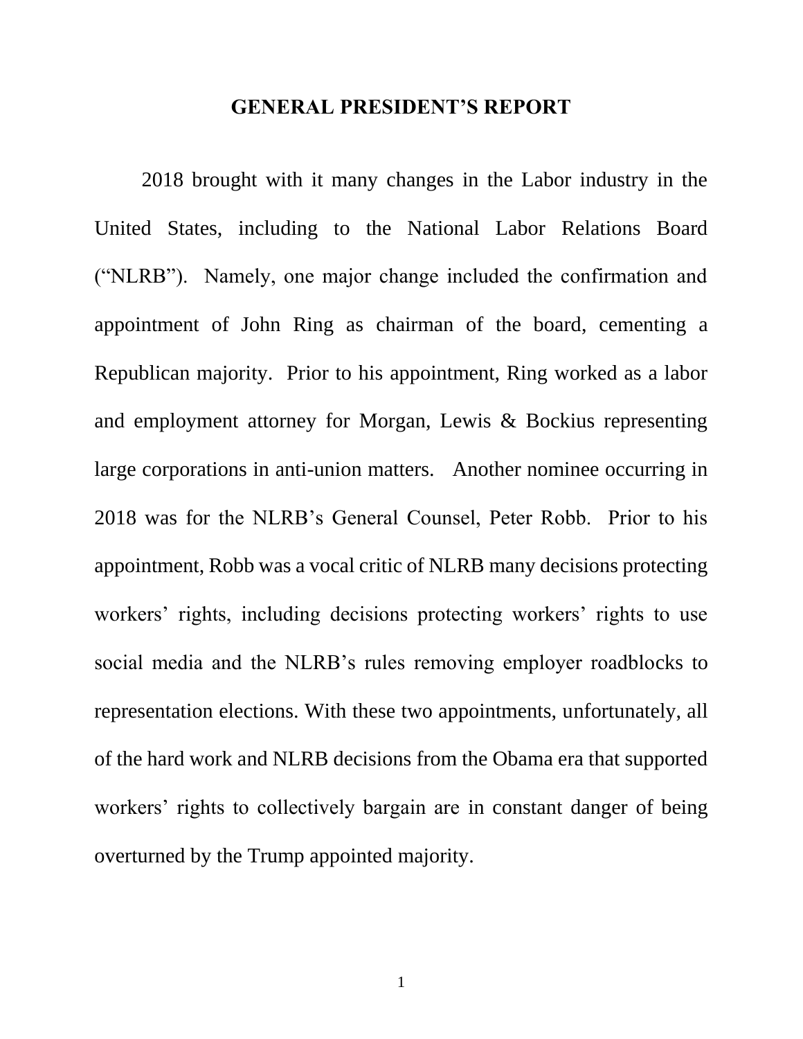# GENERAL PRESIDENT'S REPORT

2018 brought with it many changes in the Labor industry in the United States, including to the National Labor Relations Board ("NLRB"). Namely, one major change included the confirmation and appointment of John Ring as chairman of the board, cementing a Republican majority. Prior to his appointment, Ring worked as a labor and employment attorney for Morgan, Lewis & Bockius representing large corporations in anti-union matters. Another nominee occurring in 2018 was for the NLRB's General Counsel, Peter Robb. Prior to his appointment, Robb was a vocal critic of NLRB many decisions protecting workers' rights, including decisions protecting workers' rights to use social media and the NLRB's rules removing employer roadblocks to representation elections. With these two appointments, unfortunately, all of the hard work and NLRB decisions from the Obama era that supported workers' rights to collectively bargain are in constant danger of being overturned by the Trump appointed majority.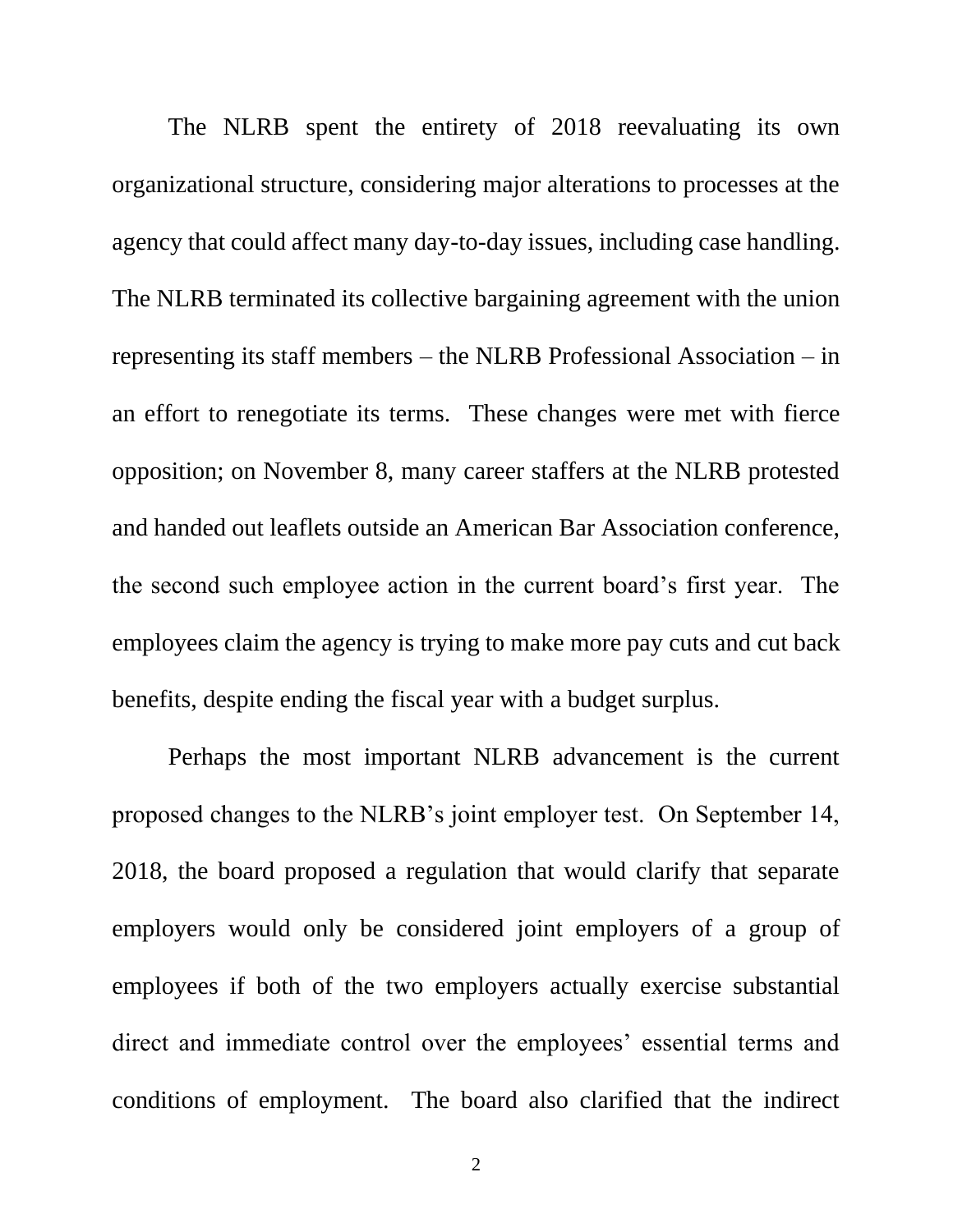The NLRB spent the entirety of 2018 reevaluating its own organizational structure, considering major alterations to processes at the agency that could affect many day-to-day issues, including case handling. The NLRB terminated its collective bargaining agreement with the union representing its staff members – the NLRB Professional Association – in an effort to renegotiate its terms. These changes were met with fierce opposition; on November 8, many career staffers at the NLRB protested and handed out leaflets outside an American Bar Association conference, the second such employee action in the current board's first year. The employees claim the agency is trying to make more pay cuts and cut back benefits, despite ending the fiscal year with a budget surplus.

Perhaps the most important NLRB advancement is the current proposed changes to the NLRB's joint employer test. On September 14, 2018, the board proposed a regulation that would clarify that separate employers would only be considered joint employers of a group of employees if both of the two employers actually exercise substantial direct and immediate control over the employees' essential terms and conditions of employment. The board also clarified that the indirect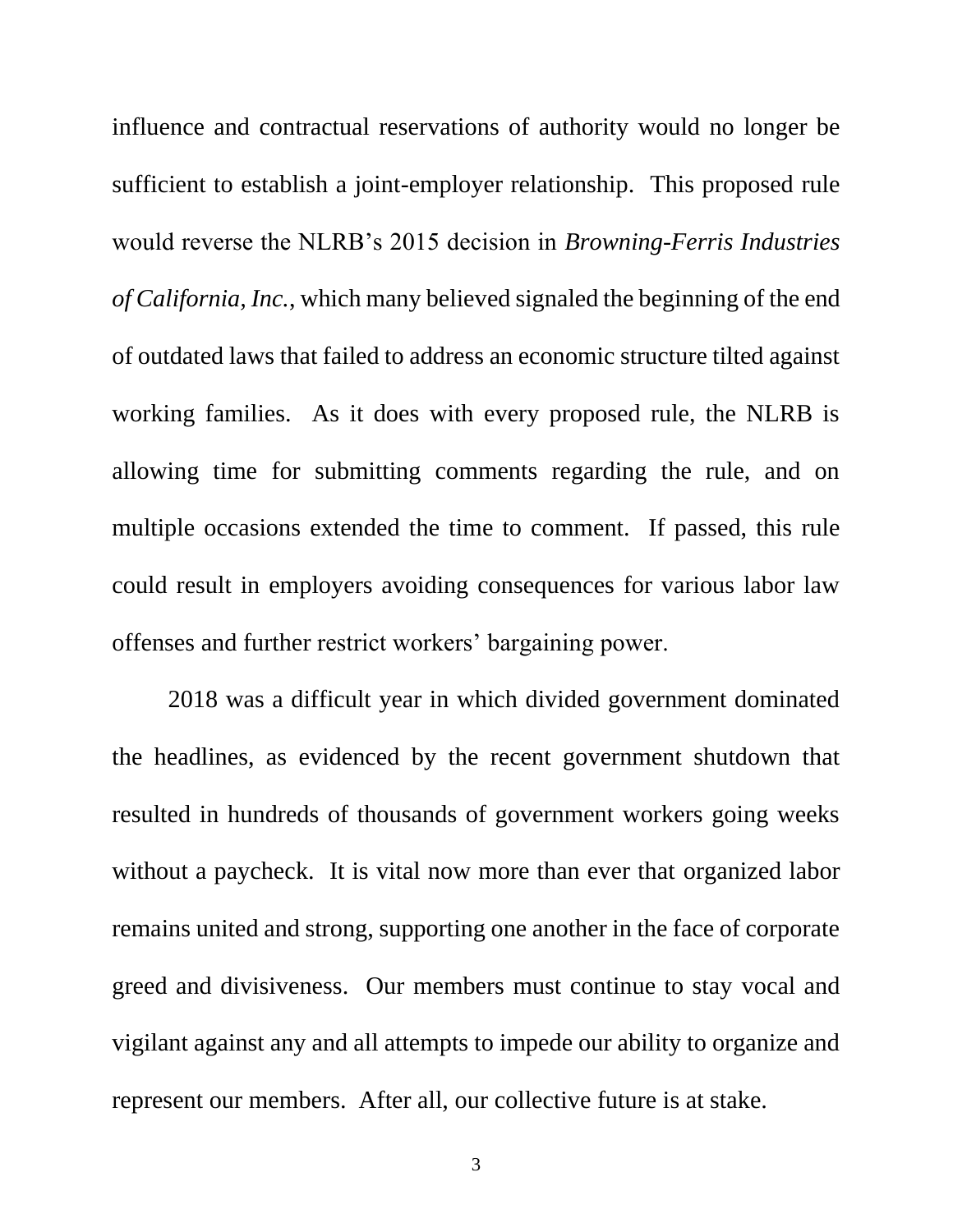influence and contractual reservations of authority would no longer be sufficient to establish a joint-employer relationship. This proposed rule would reverse the NLRB's 2015 decision in *Browning-Ferris Industries of California, Inc.*, which many believed signaled the beginning of the end of outdated laws that failed to address an economic structure tilted against working families. As it does with every proposed rule, the NLRB is allowing time for submitting comments regarding the rule, and on multiple occasions extended the time to comment. If passed, this rule could result in employers avoiding consequences for various labor law offenses and further restrict workers' bargaining power.

2018 was a difficult year in which divided government dominated the headlines, as evidenced by the recent government shutdown that resulted in hundreds of thousands of government workers going weeks without a paycheck. It is vital now more than ever that organized labor remains united and strong, supporting one another in the face of corporate greed and divisiveness. Our members must continue to stay vocal and vigilant against any and all attempts to impede our ability to organize and represent our members. After all, our collective future is at stake.